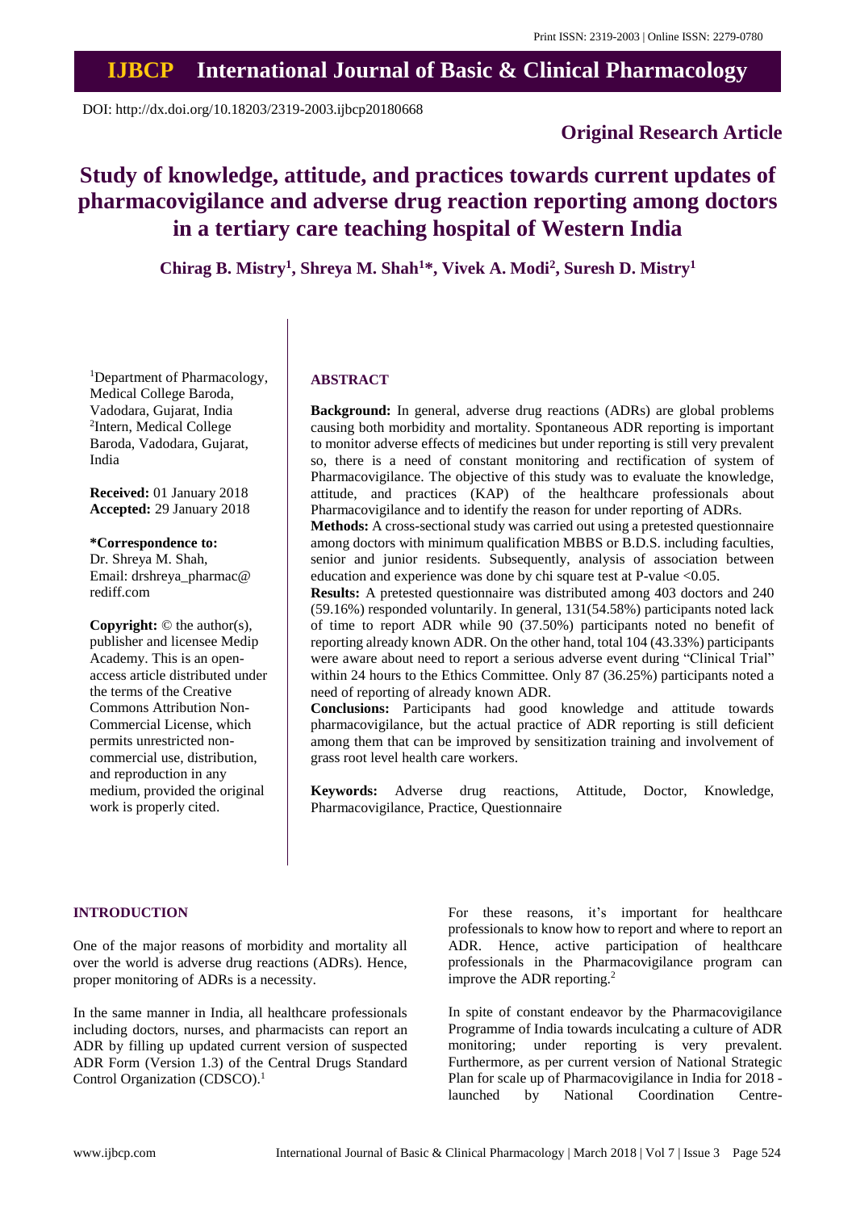Print ISSN: 2319-2003 | Online ISSN: 2279-0780

# IJBCP International Journal of Basic & Clinical Pharmacology

DOI: http://dx.doi.org/10.18203/2319-2003.ijbcp20180668

**Original Research Article**

# Study of knowledge, attitude, and practices towards current updates of pharmacovigilance and adverse drug reaction reporting among doctors in a tertiary care teaching hospital of Western India

**Chirag B. Mistry[1], Shreya M. Shah[1]\*, Vivek A. Modi[2], Suresh D. Mistry[1]**

[1]Department of Pharmacology, Medical College Baroda, Vadodara, Gujarat, India
[2]Intern, Medical College Baroda, Vadodara, Gujarat, India

**Received:** 01 January 2018
**Accepted:** 29 January 2018

**\*Correspondence to:**
Dr. Shreya M. Shah,
Email: drshreya_pharmac@rediff.com

**Copyright:** © the author(s), publisher and licensee Medip Academy. This is an open-access article distributed under the terms of the Creative Commons Attribution Non-Commercial License, which permits unrestricted non-commercial use, distribution, and reproduction in any medium, provided the original work is properly cited.

## ABSTRACT

**Background:** In general, adverse drug reactions (ADRs) are global problems causing both morbidity and mortality. Spontaneous ADR reporting is important to monitor adverse effects of medicines but under reporting is still very prevalent so, there is a need of constant monitoring and rectification of system of Pharmacovigilance. The objective of this study was to evaluate the knowledge, attitude, and practices (KAP) of the healthcare professionals about Pharmacovigilance and to identify the reason for under reporting of ADRs.

**Methods:** A cross-sectional study was carried out using a pretested questionnaire among doctors with minimum qualification MBBS or B.D.S. including faculties, senior and junior residents. Subsequently, analysis of association between education and experience was done by chi square test at P-value <0.05.

**Results:** A pretested questionnaire was distributed among 403 doctors and 240 (59.16%) responded voluntarily. In general, 131(54.58%) participants noted lack of time to report ADR while 90 (37.50%) participants noted no benefit of reporting already known ADR. On the other hand, total 104 (43.33%) participants were aware about need to report a serious adverse event during "Clinical Trial" within 24 hours to the Ethics Committee. Only 87 (36.25%) participants noted a need of reporting of already known ADR.

**Conclusions:** Participants had good knowledge and attitude towards pharmacovigilance, but the actual practice of ADR reporting is still deficient among them that can be improved by sensitization training and involvement of grass root level health care workers.

**Keywords:** Adverse drug reactions, Attitude, Doctor, Knowledge, Pharmacovigilance, Practice, Questionnaire

## INTRODUCTION

One of the major reasons of morbidity and mortality all over the world is adverse drug reactions (ADRs). Hence, proper monitoring of ADRs is a necessity.

In the same manner in India, all healthcare professionals including doctors, nurses, and pharmacists can report an ADR by filling up updated current version of suspected ADR Form (Version 1.3) of the Central Drugs Standard Control Organization (CDSCO).[1]

For these reasons, it's important for healthcare professionals to know how to report and where to report an ADR. Hence, active participation of healthcare professionals in the Pharmacovigilance program can improve the ADR reporting.[2]

In spite of constant endeavor by the Pharmacovigilance Programme of India towards inculcating a culture of ADR monitoring; under reporting is very prevalent. Furthermore, as per current version of National Strategic Plan for scale up of Pharmacovigilance in India for 2018 - launched by National Coordination Centre-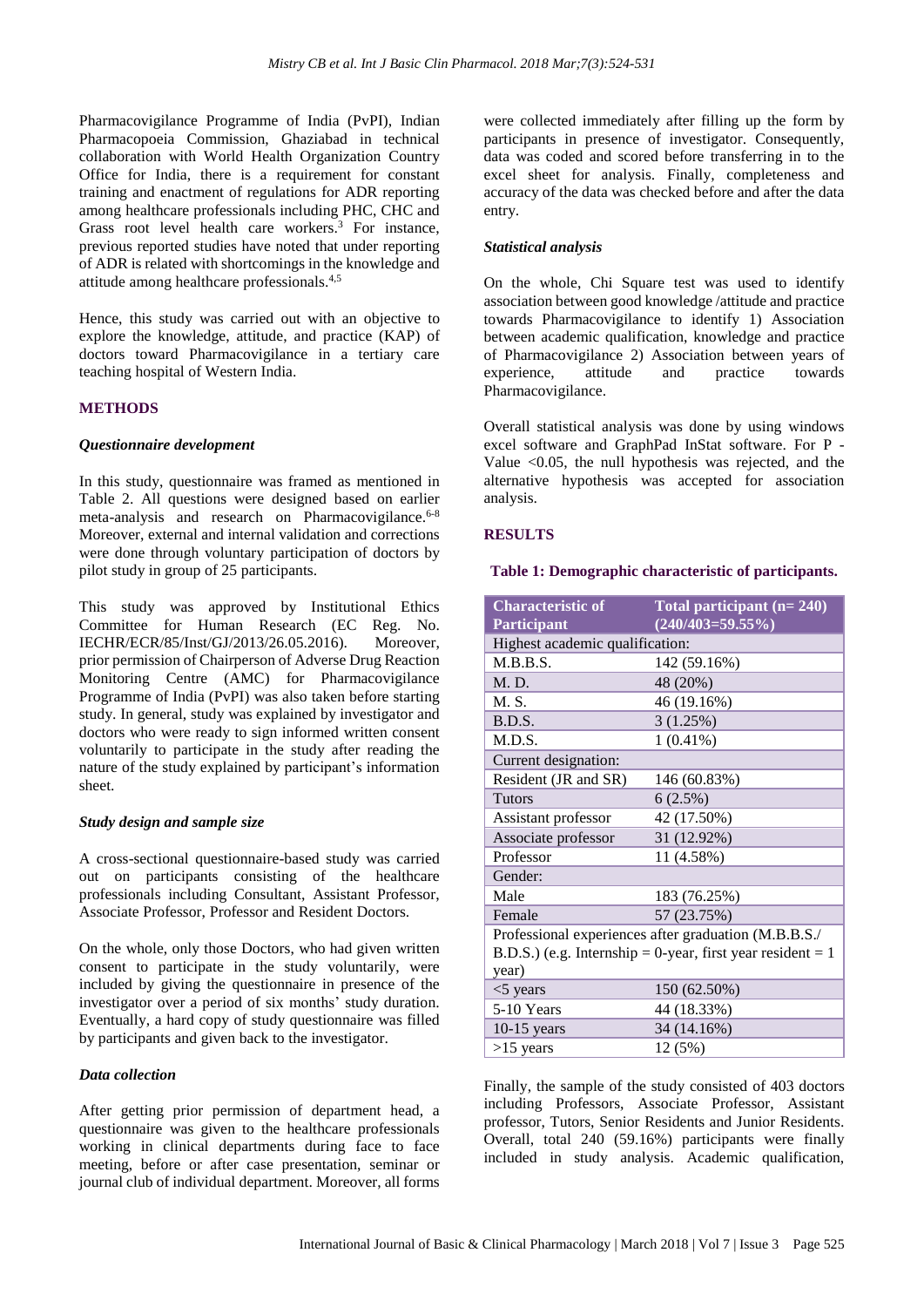Pharmacovigilance Programme of India (PvPI), Indian Pharmacopoeia Commission, Ghaziabad in technical collaboration with World Health Organization Country Office for India, there is a requirement for constant training and enactment of regulations for ADR reporting among healthcare professionals including PHC, CHC and Grass root level health care workers.[3] For instance, previous reported studies have noted that under reporting of ADR is related with shortcomings in the knowledge and attitude among healthcare professionals.[4,5]

Hence, this study was carried out with an objective to explore the knowledge, attitude, and practice (KAP) of doctors toward Pharmacovigilance in a tertiary care teaching hospital of Western India.

## METHODS

### *Questionnaire development*

In this study, questionnaire was framed as mentioned in Table 2. All questions were designed based on earlier meta-analysis and research on Pharmacovigilance.[6-8] Moreover, external and internal validation and corrections were done through voluntary participation of doctors by pilot study in group of 25 participants.

This study was approved by Institutional Ethics Committee for Human Research (EC Reg. No. IECHR/ECR/85/Inst/GJ/2013/26.05.2016). Moreover, prior permission of Chairperson of Adverse Drug Reaction Monitoring Centre (AMC) for Pharmacovigilance Programme of India (PvPI) was also taken before starting study. In general, study was explained by investigator and doctors who were ready to sign informed written consent voluntarily to participate in the study after reading the nature of the study explained by participant's information sheet.

### *Study design and sample size*

A cross-sectional questionnaire-based study was carried out on participants consisting of the healthcare professionals including Consultant, Assistant Professor, Associate Professor, Professor and Resident Doctors.

On the whole, only those Doctors, who had given written consent to participate in the study voluntarily, were included by giving the questionnaire in presence of the investigator over a period of six months' study duration. Eventually, a hard copy of study questionnaire was filled by participants and given back to the investigator.

### *Data collection*

After getting prior permission of department head, a questionnaire was given to the healthcare professionals working in clinical departments during face to face meeting, before or after case presentation, seminar or journal club of individual department. Moreover, all forms were collected immediately after filling up the form by participants in presence of investigator. Consequently, data was coded and scored before transferring in to the excel sheet for analysis. Finally, completeness and accuracy of the data was checked before and after the data entry.

### *Statistical analysis*

On the whole, Chi Square test was used to identify association between good knowledge /attitude and practice towards Pharmacovigilance to identify 1) Association between academic qualification, knowledge and practice of Pharmacovigilance 2) Association between years of experience, attitude and practice towards Pharmacovigilance.

Overall statistical analysis was done by using windows excel software and GraphPad InStat software. For P - Value <0.05, the null hypothesis was rejected, and the alternative hypothesis was accepted for association analysis.

## RESULTS

**Table 1: Demographic characteristic of participants.**

| Characteristic of Participant | Total participant (n= 240) (240/403=59.55%) |
|---|---|
| Highest academic qualification: | |
| M.B.B.S. | 142 (59.16%) |
| M. D. | 48 (20%) |
| M. S. | 46 (19.16%) |
| B.D.S. | 3 (1.25%) |
| M.D.S. | 1 (0.41%) |
| Current designation: | |
| Resident (JR and SR) | 146 (60.83%) |
| Tutors | 6 (2.5%) |
| Assistant professor | 42 (17.50%) |
| Associate professor | 31 (12.92%) |
| Professor | 11 (4.58%) |
| Gender: | |
| Male | 183 (76.25%) |
| Female | 57 (23.75%) |
| Professional experiences after graduation (M.B.B.S./ B.D.S.) (e.g. Internship = 0-year, first year resident = 1 year) | |
| <5 years | 150 (62.50%) |
| 5-10 Years | 44 (18.33%) |
| 10-15 years | 34 (14.16%) |
| >15 years | 12 (5%) |

Finally, the sample of the study consisted of 403 doctors including Professors, Associate Professor, Assistant professor, Tutors, Senior Residents and Junior Residents. Overall, total 240 (59.16%) participants were finally included in study analysis. Academic qualification,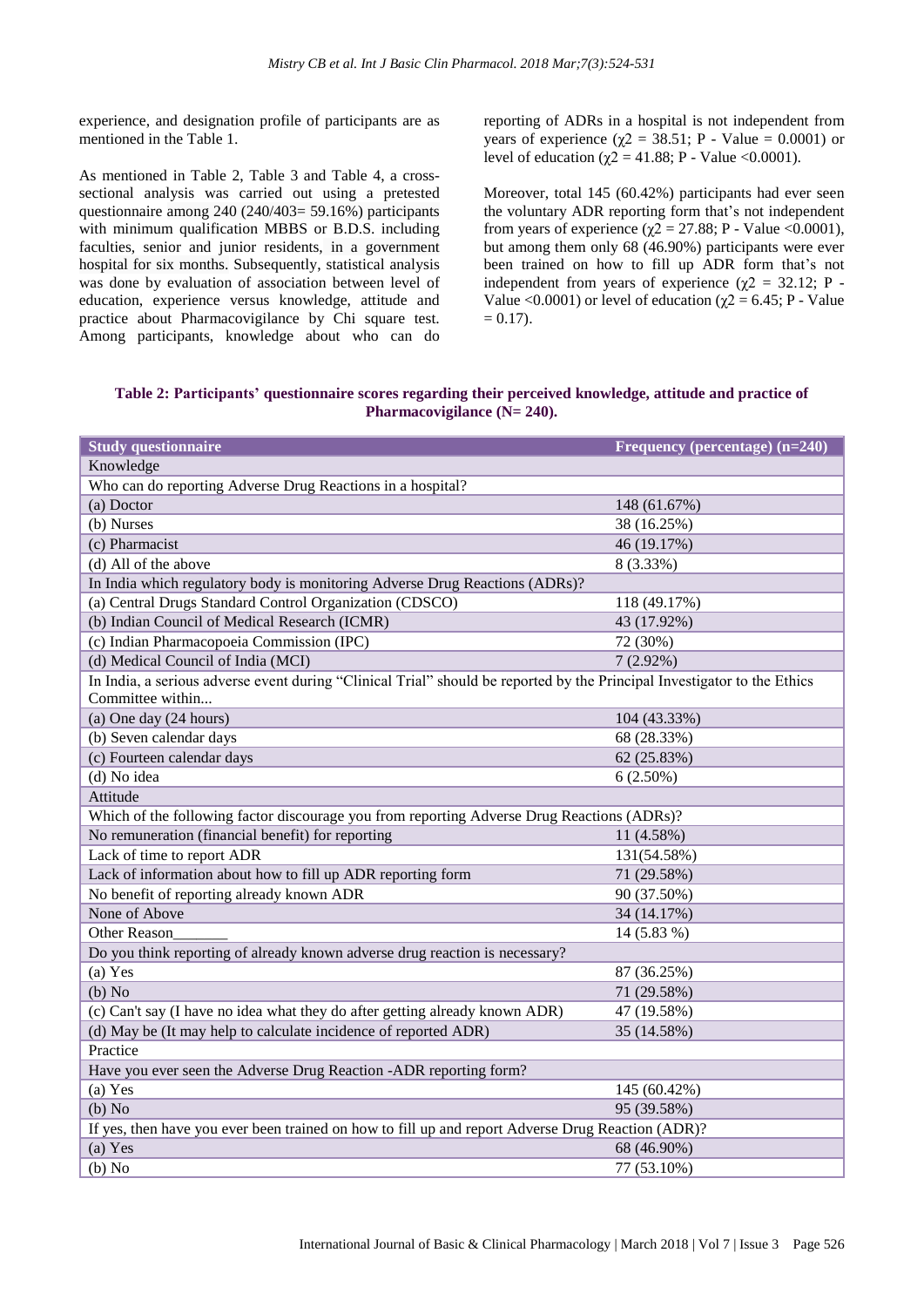experience, and designation profile of participants are as mentioned in the Table 1.

As mentioned in Table 2, Table 3 and Table 4, a cross-sectional analysis was carried out using a pretested questionnaire among 240 (240/403= 59.16%) participants with minimum qualification MBBS or B.D.S. including faculties, senior and junior residents, in a government hospital for six months. Subsequently, statistical analysis was done by evaluation of association between level of education, experience versus knowledge, attitude and practice about Pharmacovigilance by Chi square test. Among participants, knowledge about who can do reporting of ADRs in a hospital is not independent from years of experience ($\chi2$ = 38.51; P - Value = 0.0001) or level of education ($\chi2$ = 41.88; P - Value <0.0001).

Moreover, total 145 (60.42%) participants had ever seen the voluntary ADR reporting form that's not independent from years of experience ($\chi2$ = 27.88; P - Value <0.0001), but among them only 68 (46.90%) participants were ever been trained on how to fill up ADR form that's not independent from years of experience ($\chi2$ = 32.12; P - Value <0.0001) or level of education ($\chi2$ = 6.45; P - Value = 0.17).

**Table 2: Participants' questionnaire scores regarding their perceived knowledge, attitude and practice of Pharmacovigilance (N= 240).**

| Study questionnaire | Frequency (percentage) (n=240) |
|---|---|
| Knowledge | |
| Who can do reporting Adverse Drug Reactions in a hospital? | |
| (a) Doctor | 148 (61.67%) |
| (b) Nurses | 38 (16.25%) |
| (c) Pharmacist | 46 (19.17%) |
| (d) All of the above | 8 (3.33%) |
| In India which regulatory body is monitoring Adverse Drug Reactions (ADRs)? | |
| (a) Central Drugs Standard Control Organization (CDSCO) | 118 (49.17%) |
| (b) Indian Council of Medical Research (ICMR) | 43 (17.92%) |
| (c) Indian Pharmacopoeia Commission (IPC) | 72 (30%) |
| (d) Medical Council of India (MCI) | 7 (2.92%) |
| In India, a serious adverse event during "Clinical Trial" should be reported by the Principal Investigator to the Ethics Committee within... | |
| (a) One day (24 hours) | 104 (43.33%) |
| (b) Seven calendar days | 68 (28.33%) |
| (c) Fourteen calendar days | 62 (25.83%) |
| (d) No idea | 6 (2.50%) |
| Attitude | |
| Which of the following factor discourage you from reporting Adverse Drug Reactions (ADRs)? | |
| No remuneration (financial benefit) for reporting | 11 (4.58%) |
| Lack of time to report ADR | 131(54.58%) |
| Lack of information about how to fill up ADR reporting form | 71 (29.58%) |
| No benefit of reporting already known ADR | 90 (37.50%) |
| None of Above | 34 (14.17%) |
| Other Reason_______ | 14 (5.83 %) |
| Do you think reporting of already known adverse drug reaction is necessary? | |
| (a) Yes | 87 (36.25%) |
| (b) No | 71 (29.58%) |
| (c) Can't say (I have no idea what they do after getting already known ADR) | 47 (19.58%) |
| (d) May be (It may help to calculate incidence of reported ADR) | 35 (14.58%) |
| Practice | |
| Have you ever seen the Adverse Drug Reaction -ADR reporting form? | |
| (a) Yes | 145 (60.42%) |
| (b) No | 95 (39.58%) |
| If yes, then have you ever been trained on how to fill up and report Adverse Drug Reaction (ADR)? | |
| (a) Yes | 68 (46.90%) |
| (b) No | 77 (53.10%) |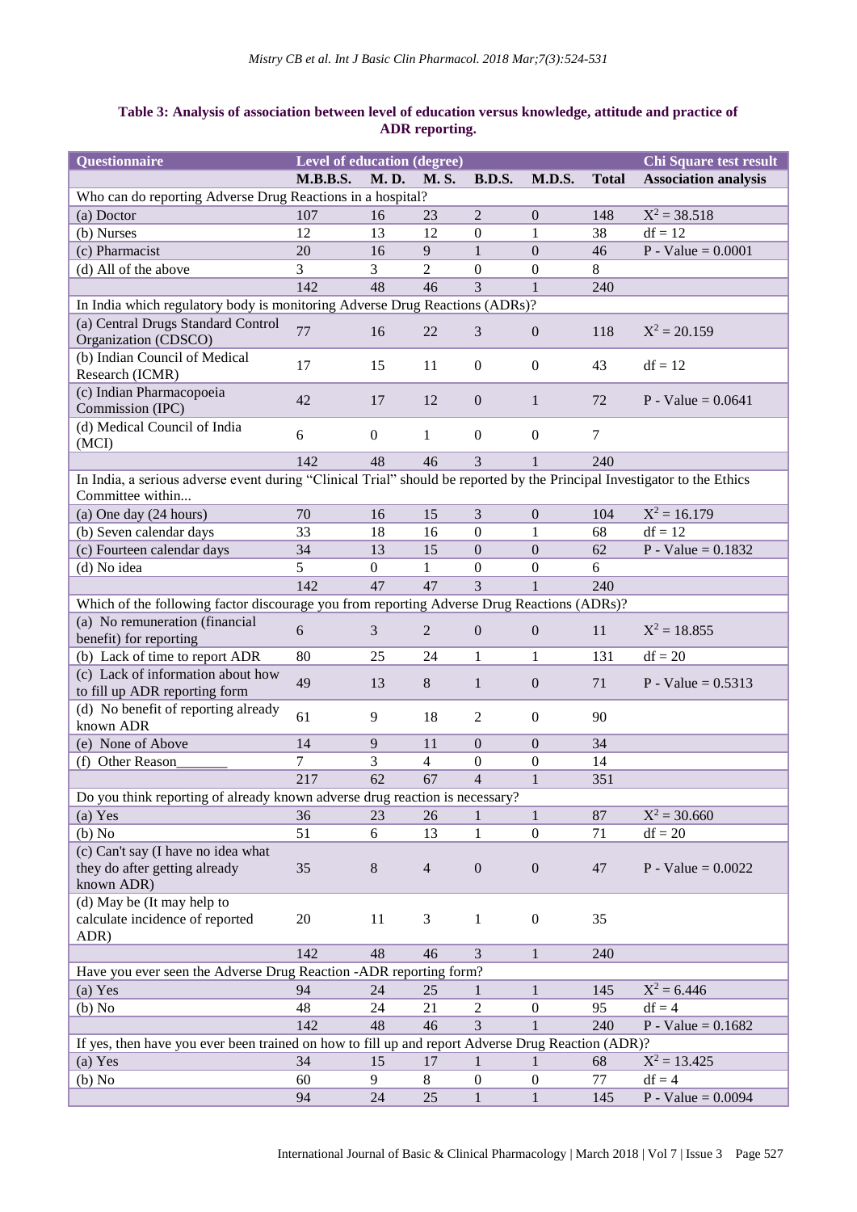**Table 3: Analysis of association between level of education versus knowledge, attitude and practice of ADR reporting.**

| Questionnaire | Level of education (degree) | | | | | | Chi Square test result |
|---|---|---|---|---|---|---|---|
| | M.B.B.S. | M. D. | M. S. | B.D.S. | M.D.S. | Total | Association analysis |
| Who can do reporting Adverse Drug Reactions in a hospital? | | | | | | | |
| (a) Doctor | 107 | 16 | 23 | 2 | 0 | 148 | $X^2$ = 38.518 |
| (b) Nurses | 12 | 13 | 12 | 0 | 1 | 38 | df = 12 |
| (c) Pharmacist | 20 | 16 | 9 | 1 | 0 | 46 | P - Value = 0.0001 |
| (d) All of the above | 3 | 3 | 2 | 0 | 0 | 8 | |
| | 142 | 48 | 46 | 3 | 1 | 240 | |
| In India which regulatory body is monitoring Adverse Drug Reactions (ADRs)? | | | | | | | |
| (a) Central Drugs Standard Control Organization (CDSCO) | 77 | 16 | 22 | 3 | 0 | 118 | $X^2$ = 20.159 |
| (b) Indian Council of Medical Research (ICMR) | 17 | 15 | 11 | 0 | 0 | 43 | df = 12 |
| (c) Indian Pharmacopoeia Commission (IPC) | 42 | 17 | 12 | 0 | 1 | 72 | P - Value = 0.0641 |
| (d) Medical Council of India (MCI) | 6 | 0 | 1 | 0 | 0 | 7 | |
| | 142 | 48 | 46 | 3 | 1 | 240 | |
| In India, a serious adverse event during "Clinical Trial" should be reported by the Principal Investigator to the Ethics Committee within... | | | | | | | |
| (a) One day (24 hours) | 70 | 16 | 15 | 3 | 0 | 104 | $X^2$ = 16.179 |
| (b) Seven calendar days | 33 | 18 | 16 | 0 | 1 | 68 | df = 12 |
| (c) Fourteen calendar days | 34 | 13 | 15 | 0 | 0 | 62 | P - Value = 0.1832 |
| (d) No idea | 5 | 0 | 1 | 0 | 0 | 6 | |
| | 142 | 47 | 47 | 3 | 1 | 240 | |
| Which of the following factor discourage you from reporting Adverse Drug Reactions (ADRs)? | | | | | | | |
| (a) No remuneration (financial benefit) for reporting | 6 | 3 | 2 | 0 | 0 | 11 | $X^2$ = 18.855 |
| (b) Lack of time to report ADR | 80 | 25 | 24 | 1 | 1 | 131 | df = 20 |
| (c) Lack of information about how to fill up ADR reporting form | 49 | 13 | 8 | 1 | 0 | 71 | P - Value = 0.5313 |
| (d) No benefit of reporting already known ADR | 61 | 9 | 18 | 2 | 0 | 90 | |
| (e) None of Above | 14 | 9 | 11 | 0 | 0 | 34 | |
| (f) Other Reason_______ | 7 | 3 | 4 | 0 | 0 | 14 | |
| | 217 | 62 | 67 | 4 | 1 | 351 | |
| Do you think reporting of already known adverse drug reaction is necessary? | | | | | | | |
| (a) Yes | 36 | 23 | 26 | 1 | 1 | 87 | $X^2$ = 30.660 |
| (b) No | 51 | 6 | 13 | 1 | 0 | 71 | df = 20 |
| (c) Can't say (I have no idea what they do after getting already known ADR) | 35 | 8 | 4 | 0 | 0 | 47 | P - Value = 0.0022 |
| (d) May be (It may help to calculate incidence of reported ADR) | 20 | 11 | 3 | 1 | 0 | 35 | |
| | 142 | 48 | 46 | 3 | 1 | 240 | |
| Have you ever seen the Adverse Drug Reaction -ADR reporting form? | | | | | | | |
| (a) Yes | 94 | 24 | 25 | 1 | 1 | 145 | $X^2$ = 6.446 |
| (b) No | 48 | 24 | 21 | 2 | 0 | 95 | df = 4 |
| | 142 | 48 | 46 | 3 | 1 | 240 | P - Value = 0.1682 |
| If yes, then have you ever been trained on how to fill up and report Adverse Drug Reaction (ADR)? | | | | | | | |
| (a) Yes | 34 | 15 | 17 | 1 | 1 | 68 | $X^2$ = 13.425 |
| (b) No | 60 | 9 | 8 | 0 | 0 | 77 | df = 4 |
| | 94 | 24 | 25 | 1 | 1 | 145 | P - Value = 0.0094 |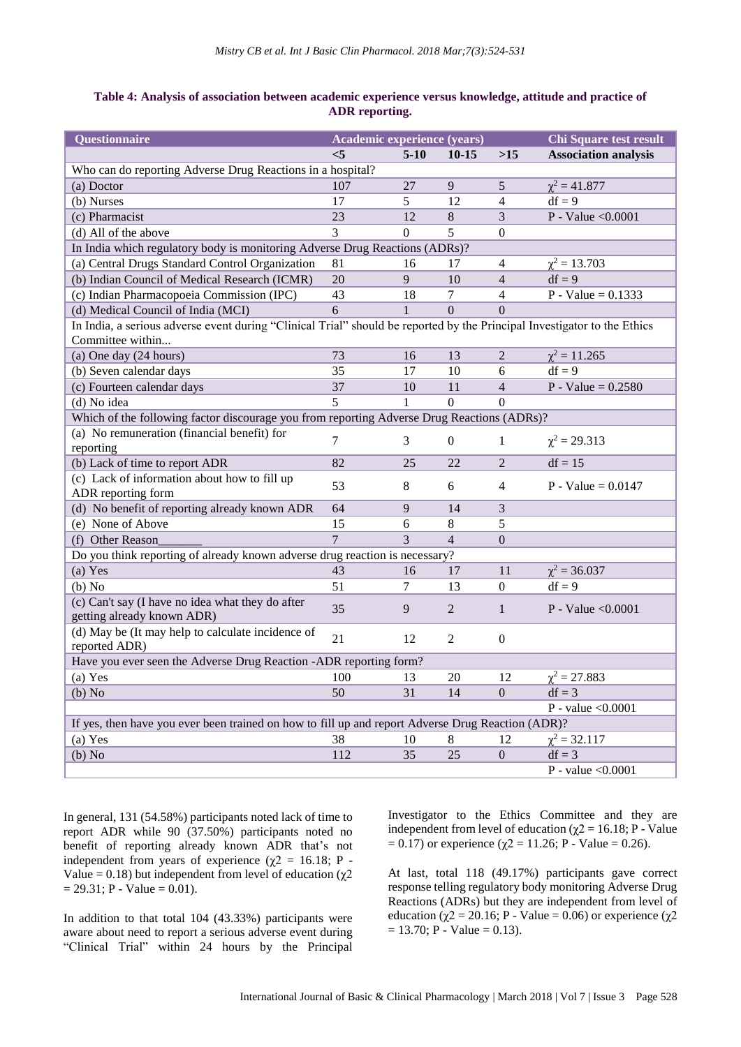**Table 4: Analysis of association between academic experience versus knowledge, attitude and practice of ADR reporting.**

| Questionnaire | Academic experience (years) | | | | Chi Square test result |
|---|---|---|---|---|---|
| | <5 | 5-10 | 10-15 | >15 | Association analysis |
| Who can do reporting Adverse Drug Reactions in a hospital? | | | | | |
| (a) Doctor | 107 | 27 | 9 | 5 | $\chi^2$ = 41.877 |
| (b) Nurses | 17 | 5 | 12 | 4 | df = 9 |
| (c) Pharmacist | 23 | 12 | 8 | 3 | P - Value <0.0001 |
| (d) All of the above | 3 | 0 | 5 | 0 | |
| In India which regulatory body is monitoring Adverse Drug Reactions (ADRs)? | | | | | |
| (a) Central Drugs Standard Control Organization | 81 | 16 | 17 | 4 | $\chi^2$ = 13.703 |
| (b) Indian Council of Medical Research (ICMR) | 20 | 9 | 10 | 4 | df = 9 |
| (c) Indian Pharmacopoeia Commission (IPC) | 43 | 18 | 7 | 4 | P - Value = 0.1333 |
| (d) Medical Council of India (MCI) | 6 | 1 | 0 | 0 | |
| In India, a serious adverse event during "Clinical Trial" should be reported by the Principal Investigator to the Ethics Committee within... | | | | | |
| (a) One day (24 hours) | 73 | 16 | 13 | 2 | $\chi^2$ = 11.265 |
| (b) Seven calendar days | 35 | 17 | 10 | 6 | df = 9 |
| (c) Fourteen calendar days | 37 | 10 | 11 | 4 | P - Value = 0.2580 |
| (d) No idea | 5 | 1 | 0 | 0 | |
| Which of the following factor discourage you from reporting Adverse Drug Reactions (ADRs)? | | | | | |
| (a) No remuneration (financial benefit) for reporting | 7 | 3 | 0 | 1 | $\chi^2$ = 29.313 |
| (b) Lack of time to report ADR | 82 | 25 | 22 | 2 | df = 15 |
| (c) Lack of information about how to fill up ADR reporting form | 53 | 8 | 6 | 4 | P - Value = 0.0147 |
| (d) No benefit of reporting already known ADR | 64 | 9 | 14 | 3 | |
| (e) None of Above | 15 | 6 | 8 | 5 | |
| (f) Other Reason_______ | 7 | 3 | 4 | 0 | |
| Do you think reporting of already known adverse drug reaction is necessary? | | | | | |
| (a) Yes | 43 | 16 | 17 | 11 | $\chi^2$ = 36.037 |
| (b) No | 51 | 7 | 13 | 0 | df = 9 |
| (c) Can't say (I have no idea what they do after getting already known ADR) | 35 | 9 | 2 | 1 | P - Value <0.0001 |
| (d) May be (It may help to calculate incidence of reported ADR) | 21 | 12 | 2 | 0 | |
| Have you ever seen the Adverse Drug Reaction -ADR reporting form? | | | | | |
| (a) Yes | 100 | 13 | 20 | 12 | $\chi^2$ = 27.883 |
| (b) No | 50 | 31 | 14 | 0 | df = 3 |
| | | | | | P - value <0.0001 |
| If yes, then have you ever been trained on how to fill up and report Adverse Drug Reaction (ADR)? | | | | | |
| (a) Yes | 38 | 10 | 8 | 12 | $\chi^2$ = 32.117 |
| (b) No | 112 | 35 | 25 | 0 | df = 3 |
| | | | | | P - value <0.0001 |

In general, 131 (54.58%) participants noted lack of time to report ADR while 90 (37.50%) participants noted no benefit of reporting already known ADR that's not independent from years of experience ($\chi2$ = 16.18; P - Value = 0.18) but independent from level of education ($\chi2$ = 29.31; P - Value = 0.01).

In addition to that total 104 (43.33%) participants were aware about need to report a serious adverse event during "Clinical Trial" within 24 hours by the Principal Investigator to the Ethics Committee and they are independent from level of education ($\chi2$ = 16.18; P - Value = 0.17) or experience ($\chi2$ = 11.26; P - Value = 0.26).

At last, total 118 (49.17%) participants gave correct response telling regulatory body monitoring Adverse Drug Reactions (ADRs) but they are independent from level of education ($\chi2$ = 20.16; P - Value = 0.06) or experience ($\chi2$ = 13.70; P - Value = 0.13).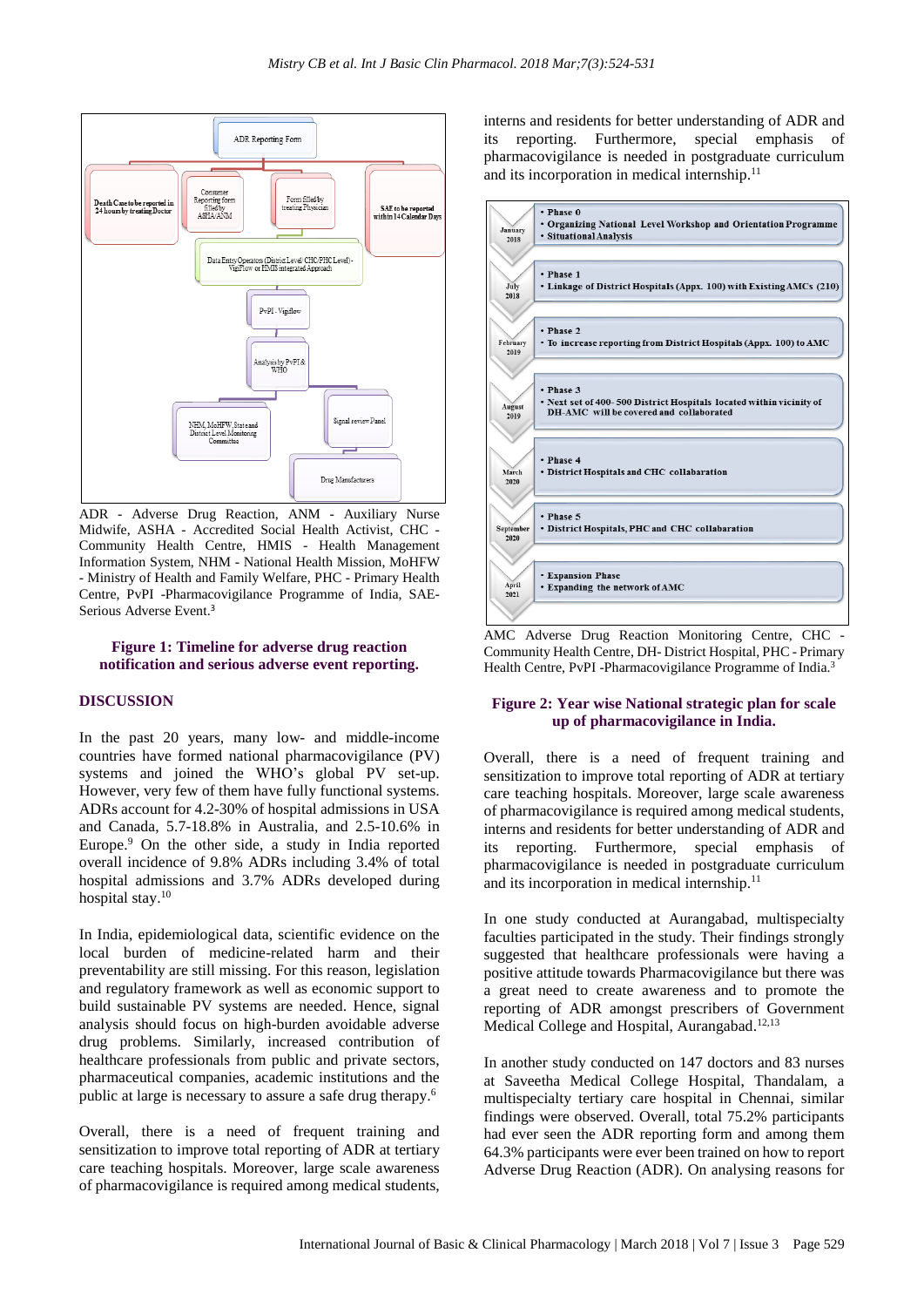ADR Reporting Form

Death Case to be reported in 24 hours by treating Doctor

Consumer Reporting form filled by ASHA/ANM

Form filled by treating Physician

SAE to be reported within 14 Calendar Days

Data Entry Operators (District Level/ CHC/PHC Level) - VigiFlow or HMIS integrated Approach

PvPI - Vigiflow

Analysis by PvPI & WHO

NHM, MoHFW, State and District Level Monitoring Committee

Signal review Panel

Drug Manufacturers

ADR - Adverse Drug Reaction, ANM - Auxiliary Nurse Midwife, ASHA - Accredited Social Health Activist, CHC - Community Health Centre, HMIS - Health Management Information System, NHM - National Health Mission, MoHFW - Ministry of Health and Family Welfare, PHC - Primary Health Centre, PvPI -Pharmacovigilance Programme of India, SAE- Serious Adverse Event.[3]

**Figure 1: Timeline for adverse drug reaction notification and serious adverse event reporting.**

## DISCUSSION

In the past 20 years, many low- and middle-income countries have formed national pharmacovigilance (PV) systems and joined the WHO's global PV set-up. However, very few of them have fully functional systems. ADRs account for 4.2-30% of hospital admissions in USA and Canada, 5.7-18.8% in Australia, and 2.5-10.6% in Europe.[9] On the other side, a study in India reported overall incidence of 9.8% ADRs including 3.4% of total hospital admissions and 3.7% ADRs developed during hospital stay.[10]

In India, epidemiological data, scientific evidence on the local burden of medicine-related harm and their preventability are still missing. For this reason, legislation and regulatory framework as well as economic support to build sustainable PV systems are needed. Hence, signal analysis should focus on high-burden avoidable adverse drug problems. Similarly, increased contribution of healthcare professionals from public and private sectors, pharmaceutical companies, academic institutions and the public at large is necessary to assure a safe drug therapy.[6]

Overall, there is a need of frequent training and sensitization to improve total reporting of ADR at tertiary care teaching hospitals. Moreover, large scale awareness of pharmacovigilance is required among medical students, interns and residents for better understanding of ADR and its reporting. Furthermore, special emphasis of pharmacovigilance is needed in postgraduate curriculum and its incorporation in medical internship.[11]

| Date | Phase |
| --- | --- |
| January 2018 | • Phase 0<br>• Organizing National Level Workshop and Orientation Programme<br>• Situational Analysis |
| July 2018 | • Phase 1<br>• Linkage of District Hospitals (Appx. 100) with Existing AMCs (210) |
| February 2019 | • Phase 2<br>• To increase reporting from District Hospitals (Appx. 100) to AMC |
| August 2019 | • Phase 3<br>• Next set of 400- 500 District Hospitals located within vicinity of DH-AMC will be covered and collaborated |
| March 2020 | • Phase 4<br>• District Hospitals and CHC collabaration |
| September 2020 | • Phase 5<br>• District Hospitals, PHC and CHC collabaration |
| April 2021 | • Expansion Phase<br>• Expanding the network of AMC |

AMC Adverse Drug Reaction Monitoring Centre, CHC - Community Health Centre, DH- District Hospital, PHC - Primary Health Centre, PvPI -Pharmacovigilance Programme of India.[3]

**Figure 2: Year wise National strategic plan for scale up of pharmacovigilance in India.**

Overall, there is a need of frequent training and sensitization to improve total reporting of ADR at tertiary care teaching hospitals. Moreover, large scale awareness of pharmacovigilance is required among medical students, interns and residents for better understanding of ADR and its reporting. Furthermore, special emphasis of pharmacovigilance is needed in postgraduate curriculum and its incorporation in medical internship.[11]

In one study conducted at Aurangabad, multispecialty faculties participated in the study. Their findings strongly suggested that healthcare professionals were having a positive attitude towards Pharmacovigilance but there was a great need to create awareness and to promote the reporting of ADR amongst prescribers of Government Medical College and Hospital, Aurangabad.[12,13]

In another study conducted on 147 doctors and 83 nurses at Saveetha Medical College Hospital, Thandalam, a multispecialty tertiary care hospital in Chennai, similar findings were observed. Overall, total 75.2% participants had ever seen the ADR reporting form and among them 64.3% participants were ever been trained on how to report Adverse Drug Reaction (ADR). On analysing reasons for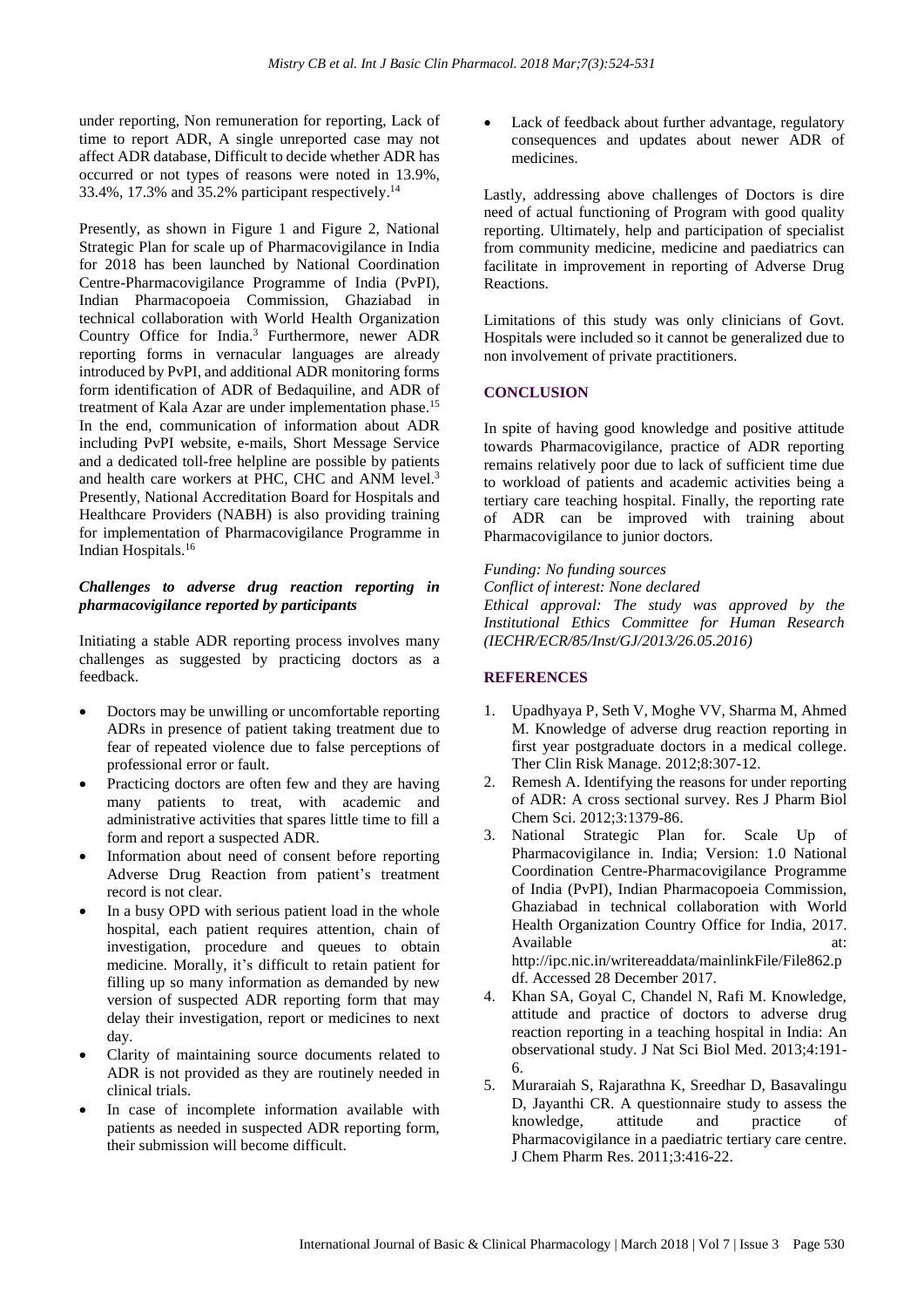under reporting, Non remuneration for reporting, Lack of time to report ADR, A single unreported case may not affect ADR database, Difficult to decide whether ADR has occurred or not types of reasons were noted in 13.9%, 33.4%, 17.3% and 35.2% participant respectively.[14]

Presently, as shown in Figure 1 and Figure 2, National Strategic Plan for scale up of Pharmacovigilance in India for 2018 has been launched by National Coordination Centre-Pharmacovigilance Programme of India (PvPI), Indian Pharmacopoeia Commission, Ghaziabad in technical collaboration with World Health Organization Country Office for India.[3] Furthermore, newer ADR reporting forms in vernacular languages are already introduced by PvPI, and additional ADR monitoring forms form identification of ADR of Bedaquiline, and ADR of treatment of Kala Azar are under implementation phase.[15] In the end, communication of information about ADR including PvPI website, e-mails, Short Message Service and a dedicated toll-free helpline are possible by patients and health care workers at PHC, CHC and ANM level.[3] Presently, National Accreditation Board for Hospitals and Healthcare Providers (NABH) is also providing training for implementation of Pharmacovigilance Programme in Indian Hospitals.[16]

### *Challenges to adverse drug reaction reporting in pharmacovigilance reported by participants*

Initiating a stable ADR reporting process involves many challenges as suggested by practicing doctors as a feedback.

- Doctors may be unwilling or uncomfortable reporting ADRs in presence of patient taking treatment due to fear of repeated violence due to false perceptions of professional error or fault.
- Practicing doctors are often few and they are having many patients to treat, with academic and administrative activities that spares little time to fill a form and report a suspected ADR.
- Information about need of consent before reporting Adverse Drug Reaction from patient's treatment record is not clear.
- In a busy OPD with serious patient load in the whole hospital, each patient requires attention, chain of investigation, procedure and queues to obtain medicine. Morally, it's difficult to retain patient for filling up so many information as demanded by new version of suspected ADR reporting form that may delay their investigation, report or medicines to next day.
- Clarity of maintaining source documents related to ADR is not provided as they are routinely needed in clinical trials.
- In case of incomplete information available with patients as needed in suspected ADR reporting form, their submission will become difficult.
- Lack of feedback about further advantage, regulatory consequences and updates about newer ADR of medicines.

Lastly, addressing above challenges of Doctors is dire need of actual functioning of Program with good quality reporting. Ultimately, help and participation of specialist from community medicine, medicine and paediatrics can facilitate in improvement in reporting of Adverse Drug Reactions.

Limitations of this study was only clinicians of Govt. Hospitals were included so it cannot be generalized due to non involvement of private practitioners.

## CONCLUSION

In spite of having good knowledge and positive attitude towards Pharmacovigilance, practice of ADR reporting remains relatively poor due to lack of sufficient time due to workload of patients and academic activities being a tertiary care teaching hospital. Finally, the reporting rate of ADR can be improved with training about Pharmacovigilance to junior doctors.

*Funding: No funding sources*
*Conflict of interest: None declared*
*Ethical approval: The study was approved by the Institutional Ethics Committee for Human Research (IECHR/ECR/85/Inst/GJ/2013/26.05.2016)*

## REFERENCES

1. Upadhyaya P, Seth V, Moghe VV, Sharma M, Ahmed M. Knowledge of adverse drug reaction reporting in first year postgraduate doctors in a medical college. Ther Clin Risk Manage. 2012;8:307-12.
2. Remesh A. Identifying the reasons for under reporting of ADR: A cross sectional survey. Res J Pharm Biol Chem Sci. 2012;3:1379-86.
3. National Strategic Plan for. Scale Up of Pharmacovigilance in. India; Version: 1.0 National Coordination Centre-Pharmacovigilance Programme of India (PvPI), Indian Pharmacopoeia Commission, Ghaziabad in technical collaboration with World Health Organization Country Office for India, 2017. Available at: http://ipc.nic.in/writereaddata/mainlinkFile/File862.pdf. Accessed 28 December 2017.
4. Khan SA, Goyal C, Chandel N, Rafi M. Knowledge, attitude and practice of doctors to adverse drug reaction reporting in a teaching hospital in India: An observational study. J Nat Sci Biol Med. 2013;4:191-6.
5. Muraraiah S, Rajarathna K, Sreedhar D, Basavalingu D, Jayanthi CR. A questionnaire study to assess the knowledge, attitude and practice of Pharmacovigilance in a paediatric tertiary care centre. J Chem Pharm Res. 2011;3:416-22.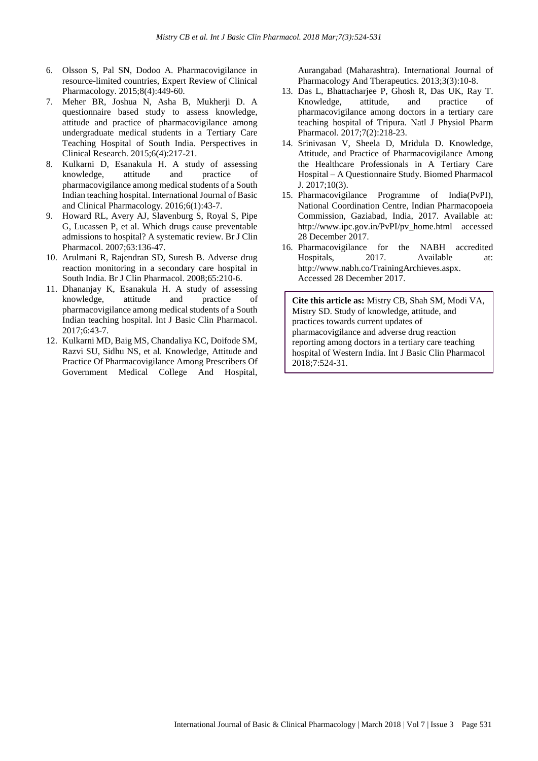6. Olsson S, Pal SN, Dodoo A. Pharmacovigilance in resource-limited countries, Expert Review of Clinical Pharmacology. 2015;8(4):449-60.
7. Meher BR, Joshua N, Asha B, Mukherji D. A questionnaire based study to assess knowledge, attitude and practice of pharmacovigilance among undergraduate medical students in a Tertiary Care Teaching Hospital of South India. Perspectives in Clinical Research. 2015;6(4):217-21.
8. Kulkarni D, Esanakula H. A study of assessing knowledge, attitude and practice of pharmacovigilance among medical students of a South Indian teaching hospital. International Journal of Basic and Clinical Pharmacology. 2016;6(1):43-7.
9. Howard RL, Avery AJ, Slavenburg S, Royal S, Pipe G, Lucassen P, et al. Which drugs cause preventable admissions to hospital? A systematic review. Br J Clin Pharmacol. 2007;63:136-47.
10. Arulmani R, Rajendran SD, Suresh B. Adverse drug reaction monitoring in a secondary care hospital in South India. Br J Clin Pharmacol. 2008;65:210-6.
11. Dhananjay K, Esanakula H. A study of assessing knowledge, attitude and practice of pharmacovigilance among medical students of a South Indian teaching hospital. Int J Basic Clin Pharmacol. 2017;6:43-7.
12. Kulkarni MD, Baig MS, Chandaliya KC, Doifode SM, Razvi SU, Sidhu NS, et al. Knowledge, Attitude and Practice Of Pharmacovigilance Among Prescribers Of Government Medical College And Hospital, Aurangabad (Maharashtra). International Journal of Pharmacology And Therapeutics. 2013;3(3):10-8.
13. Das L, Bhattacharjee P, Ghosh R, Das UK, Ray T. Knowledge, attitude, and practice of pharmacovigilance among doctors in a tertiary care teaching hospital of Tripura. Natl J Physiol Pharm Pharmacol. 2017;7(2):218-23.
14. Srinivasan V, Sheela D, Mridula D. Knowledge, Attitude, and Practice of Pharmacovigilance Among the Healthcare Professionals in A Tertiary Care Hospital – A Questionnaire Study. Biomed Pharmacol J. 2017;10(3).
15. Pharmacovigilance Programme of India(PvPI), National Coordination Centre, Indian Pharmacopoeia Commission, Gaziabad, India, 2017. Available at: http://www.ipc.gov.in/PvPI/pv_home.html accessed 28 December 2017.
16. Pharmacovigilance for the NABH accredited Hospitals, 2017. Available at: http://www.nabh.co/TrainingArchieves.aspx. Accessed 28 December 2017.

**Cite this article as:** Mistry CB, Shah SM, Modi VA, Mistry SD. Study of knowledge, attitude, and practices towards current updates of pharmacovigilance and adverse drug reaction reporting among doctors in a tertiary care teaching hospital of Western India. Int J Basic Clin Pharmacol 2018;7:524-31.